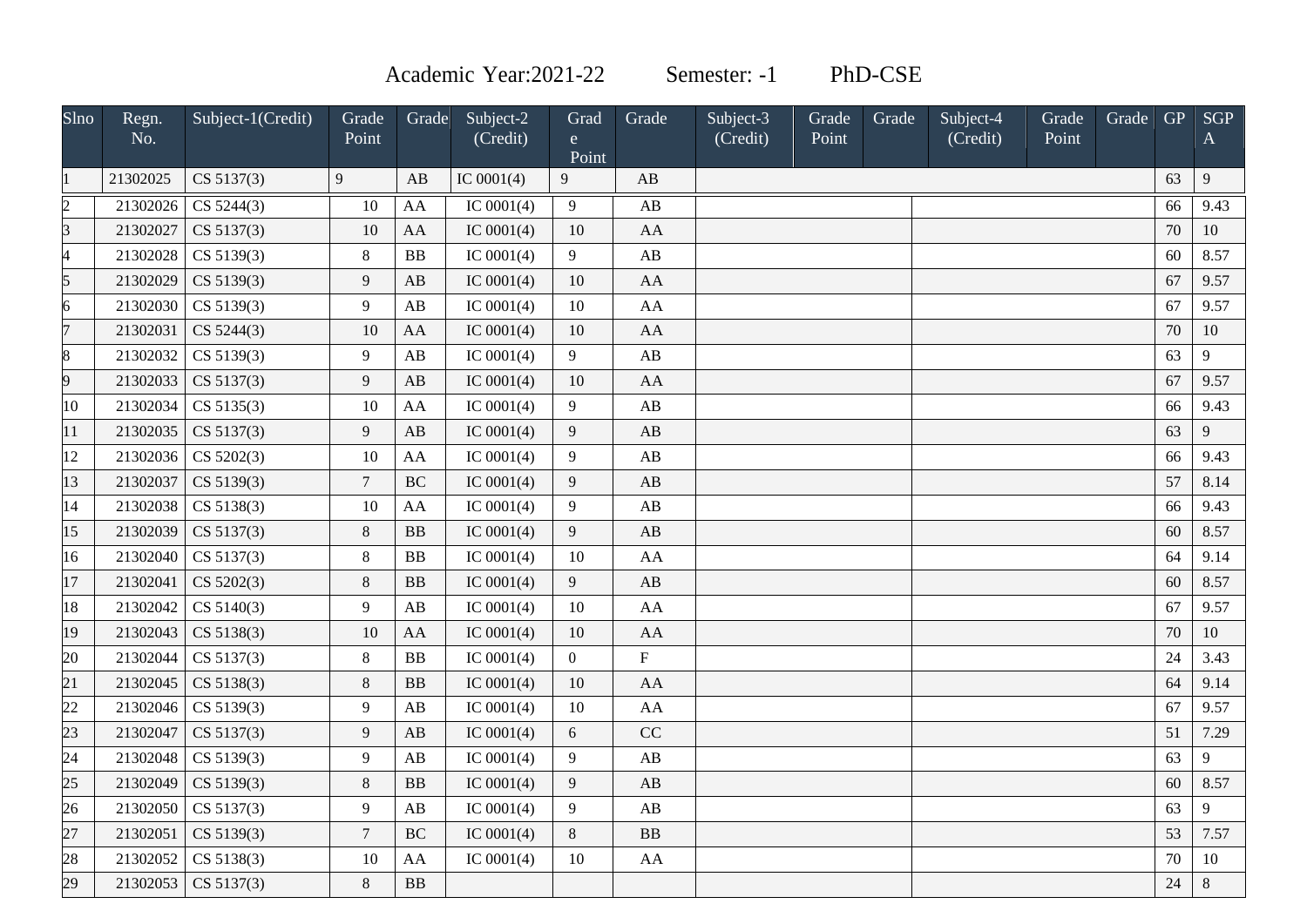Academic Year:2021-22 Semester: -1 PhD-CSE

| Slno | Regn. No. | Subject-1(Credit) | Grade Point | Grade | Subject-2 (Credit) | Grade Point | Grade | Subject-3 (Credit) | Grade Point | Grade | Subject-4 (Credit) | Grade Point | Grade | GP | SGPA |
|---|---|---|---|---|---|---|---|---|---|---|---|---|---|---|---|
| 1 | 21302025 | CS 5137(3) | 9 | AB | IC 0001(4) | 9 | AB | | | | | | | 63 | 9 |
| 2 | 21302026 | CS 5244(3) | 10 | AA | IC 0001(4) | 9 | AB | | | | | | | 66 | 9.43 |
| 3 | 21302027 | CS 5137(3) | 10 | AA | IC 0001(4) | 10 | AA | | | | | | | 70 | 10 |
| 4 | 21302028 | CS 5139(3) | 8 | BB | IC 0001(4) | 9 | AB | | | | | | | 60 | 8.57 |
| 5 | 21302029 | CS 5139(3) | 9 | AB | IC 0001(4) | 10 | AA | | | | | | | 67 | 9.57 |
| 6 | 21302030 | CS 5139(3) | 9 | AB | IC 0001(4) | 10 | AA | | | | | | | 67 | 9.57 |
| 7 | 21302031 | CS 5244(3) | 10 | AA | IC 0001(4) | 10 | AA | | | | | | | 70 | 10 |
| 8 | 21302032 | CS 5139(3) | 9 | AB | IC 0001(4) | 9 | AB | | | | | | | 63 | 9 |
| 9 | 21302033 | CS 5137(3) | 9 | AB | IC 0001(4) | 10 | AA | | | | | | | 67 | 9.57 |
| 10 | 21302034 | CS 5135(3) | 10 | AA | IC 0001(4) | 9 | AB | | | | | | | 66 | 9.43 |
| 11 | 21302035 | CS 5137(3) | 9 | AB | IC 0001(4) | 9 | AB | | | | | | | 63 | 9 |
| 12 | 21302036 | CS 5202(3) | 10 | AA | IC 0001(4) | 9 | AB | | | | | | | 66 | 9.43 |
| 13 | 21302037 | CS 5139(3) | 7 | BC | IC 0001(4) | 9 | AB | | | | | | | 57 | 8.14 |
| 14 | 21302038 | CS 5138(3) | 10 | AA | IC 0001(4) | 9 | AB | | | | | | | 66 | 9.43 |
| 15 | 21302039 | CS 5137(3) | 8 | BB | IC 0001(4) | 9 | AB | | | | | | | 60 | 8.57 |
| 16 | 21302040 | CS 5137(3) | 8 | BB | IC 0001(4) | 10 | AA | | | | | | | 64 | 9.14 |
| 17 | 21302041 | CS 5202(3) | 8 | BB | IC 0001(4) | 9 | AB | | | | | | | 60 | 8.57 |
| 18 | 21302042 | CS 5140(3) | 9 | AB | IC 0001(4) | 10 | AA | | | | | | | 67 | 9.57 |
| 19 | 21302043 | CS 5138(3) | 10 | AA | IC 0001(4) | 10 | AA | | | | | | | 70 | 10 |
| 20 | 21302044 | CS 5137(3) | 8 | BB | IC 0001(4) | 0 | F | | | | | | | 24 | 3.43 |
| 21 | 21302045 | CS 5138(3) | 8 | BB | IC 0001(4) | 10 | AA | | | | | | | 64 | 9.14 |
| 22 | 21302046 | CS 5139(3) | 9 | AB | IC 0001(4) | 10 | AA | | | | | | | 67 | 9.57 |
| 23 | 21302047 | CS 5137(3) | 9 | AB | IC 0001(4) | 6 | CC | | | | | | | 51 | 7.29 |
| 24 | 21302048 | CS 5139(3) | 9 | AB | IC 0001(4) | 9 | AB | | | | | | | 63 | 9 |
| 25 | 21302049 | CS 5139(3) | 8 | BB | IC 0001(4) | 9 | AB | | | | | | | 60 | 8.57 |
| 26 | 21302050 | CS 5137(3) | 9 | AB | IC 0001(4) | 9 | AB | | | | | | | 63 | 9 |
| 27 | 21302051 | CS 5139(3) | 7 | BC | IC 0001(4) | 8 | BB | | | | | | | 53 | 7.57 |
| 28 | 21302052 | CS 5138(3) | 10 | AA | IC 0001(4) | 10 | AA | | | | | | | 70 | 10 |
| 29 | 21302053 | CS 5137(3) | 8 | BB | | | | | | | | | | 24 | 8 |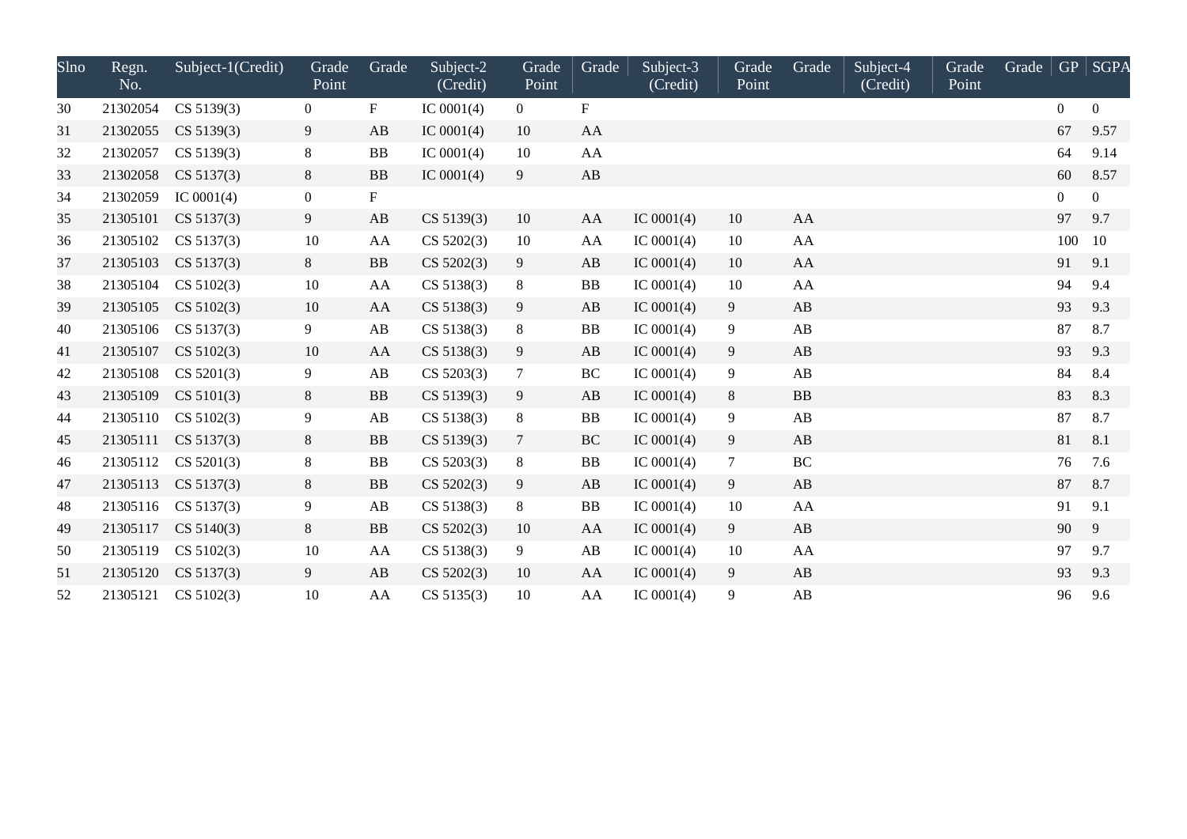| Slno | Regn. No. | Subject-1(Credit) | Grade Point | Grade | Subject-2 (Credit) | Grade Point | Grade | Subject-3 (Credit) | Grade Point | Grade | Subject-4 (Credit) | Grade Point | Grade | GP | SGPA |
|---|---|---|---|---|---|---|---|---|---|---|---|---|---|---|---|
| 30 | 21302054 | CS 5139(3) | 0 | F | IC 0001(4) | 0 | F | | | | | | | 0 | 0 |
| 31 | 21302055 | CS 5139(3) | 9 | AB | IC 0001(4) | 10 | AA | | | | | | | 67 | 9.57 |
| 32 | 21302057 | CS 5139(3) | 8 | BB | IC 0001(4) | 10 | AA | | | | | | | 64 | 9.14 |
| 33 | 21302058 | CS 5137(3) | 8 | BB | IC 0001(4) | 9 | AB | | | | | | | 60 | 8.57 |
| 34 | 21302059 | IC 0001(4) | 0 | F | | | | | | | | | | 0 | 0 |
| 35 | 21305101 | CS 5137(3) | 9 | AB | CS 5139(3) | 10 | AA | IC 0001(4) | 10 | AA | | | | 97 | 9.7 |
| 36 | 21305102 | CS 5137(3) | 10 | AA | CS 5202(3) | 10 | AA | IC 0001(4) | 10 | AA | | | | 100 | 10 |
| 37 | 21305103 | CS 5137(3) | 8 | BB | CS 5202(3) | 9 | AB | IC 0001(4) | 10 | AA | | | | 91 | 9.1 |
| 38 | 21305104 | CS 5102(3) | 10 | AA | CS 5138(3) | 8 | BB | IC 0001(4) | 10 | AA | | | | 94 | 9.4 |
| 39 | 21305105 | CS 5102(3) | 10 | AA | CS 5138(3) | 9 | AB | IC 0001(4) | 9 | AB | | | | 93 | 9.3 |
| 40 | 21305106 | CS 5137(3) | 9 | AB | CS 5138(3) | 8 | BB | IC 0001(4) | 9 | AB | | | | 87 | 8.7 |
| 41 | 21305107 | CS 5102(3) | 10 | AA | CS 5138(3) | 9 | AB | IC 0001(4) | 9 | AB | | | | 93 | 9.3 |
| 42 | 21305108 | CS 5201(3) | 9 | AB | CS 5203(3) | 7 | BC | IC 0001(4) | 9 | AB | | | | 84 | 8.4 |
| 43 | 21305109 | CS 5101(3) | 8 | BB | CS 5139(3) | 9 | AB | IC 0001(4) | 8 | BB | | | | 83 | 8.3 |
| 44 | 21305110 | CS 5102(3) | 9 | AB | CS 5138(3) | 8 | BB | IC 0001(4) | 9 | AB | | | | 87 | 8.7 |
| 45 | 21305111 | CS 5137(3) | 8 | BB | CS 5139(3) | 7 | BC | IC 0001(4) | 9 | AB | | | | 81 | 8.1 |
| 46 | 21305112 | CS 5201(3) | 8 | BB | CS 5203(3) | 8 | BB | IC 0001(4) | 7 | BC | | | | 76 | 7.6 |
| 47 | 21305113 | CS 5137(3) | 8 | BB | CS 5202(3) | 9 | AB | IC 0001(4) | 9 | AB | | | | 87 | 8.7 |
| 48 | 21305116 | CS 5137(3) | 9 | AB | CS 5138(3) | 8 | BB | IC 0001(4) | 10 | AA | | | | 91 | 9.1 |
| 49 | 21305117 | CS 5140(3) | 8 | BB | CS 5202(3) | 10 | AA | IC 0001(4) | 9 | AB | | | | 90 | 9 |
| 50 | 21305119 | CS 5102(3) | 10 | AA | CS 5138(3) | 9 | AB | IC 0001(4) | 10 | AA | | | | 97 | 9.7 |
| 51 | 21305120 | CS 5137(3) | 9 | AB | CS 5202(3) | 10 | AA | IC 0001(4) | 9 | AB | | | | 93 | 9.3 |
| 52 | 21305121 | CS 5102(3) | 10 | AA | CS 5135(3) | 10 | AA | IC 0001(4) | 9 | AB | | | | 96 | 9.6 |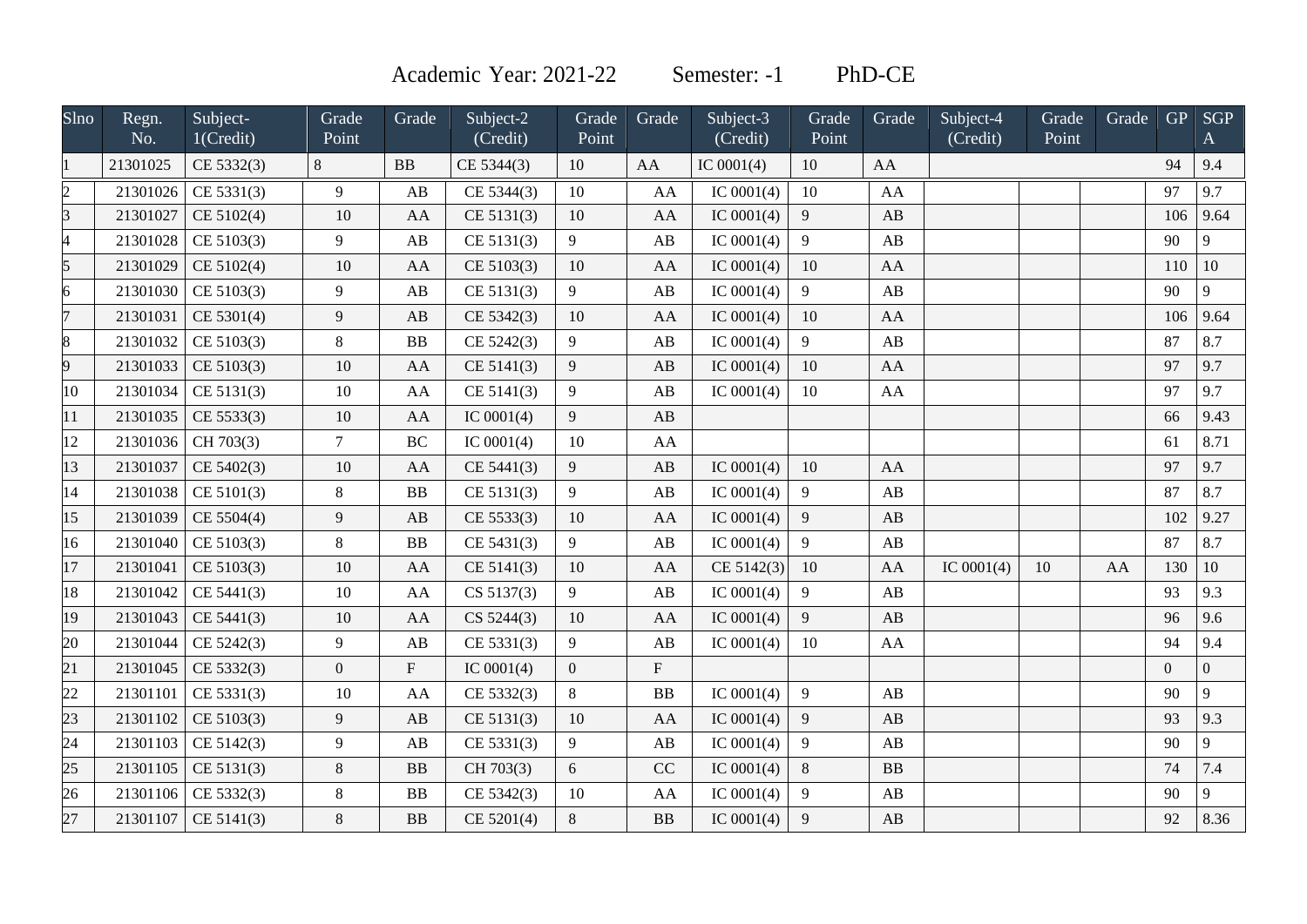Academic Year: 2021-22 Semester: -1 PhD-CE

| Slno | Regn. No. | Subject-1(Credit) | Grade Point | Grade | Subject-2 (Credit) | Grade Point | Grade | Subject-3 (Credit) | Grade Point | Grade | Subject-4 (Credit) | Grade Point | Grade | GP | SGPA |
|---|---|---|---|---|---|---|---|---|---|---|---|---|---|---|---|
| 1 | 21301025 | CE 5332(3) | 8 | BB | CE 5344(3) | 10 | AA | IC 0001(4) | 10 | AA | | | | 94 | 9.4 |
| 2 | 21301026 | CE 5331(3) | 9 | AB | CE 5344(3) | 10 | AA | IC 0001(4) | 10 | AA | | | | 97 | 9.7 |
| 3 | 21301027 | CE 5102(4) | 10 | AA | CE 5131(3) | 10 | AA | IC 0001(4) | 9 | AB | | | | 106 | 9.64 |
| 4 | 21301028 | CE 5103(3) | 9 | AB | CE 5131(3) | 9 | AB | IC 0001(4) | 9 | AB | | | | 90 | 9 |
| 5 | 21301029 | CE 5102(4) | 10 | AA | CE 5103(3) | 10 | AA | IC 0001(4) | 10 | AA | | | | 110 | 10 |
| 6 | 21301030 | CE 5103(3) | 9 | AB | CE 5131(3) | 9 | AB | IC 0001(4) | 9 | AB | | | | 90 | 9 |
| 7 | 21301031 | CE 5301(4) | 9 | AB | CE 5342(3) | 10 | AA | IC 0001(4) | 10 | AA | | | | 106 | 9.64 |
| 8 | 21301032 | CE 5103(3) | 8 | BB | CE 5242(3) | 9 | AB | IC 0001(4) | 9 | AB | | | | 87 | 8.7 |
| 9 | 21301033 | CE 5103(3) | 10 | AA | CE 5141(3) | 9 | AB | IC 0001(4) | 10 | AA | | | | 97 | 9.7 |
| 10 | 21301034 | CE 5131(3) | 10 | AA | CE 5141(3) | 9 | AB | IC 0001(4) | 10 | AA | | | | 97 | 9.7 |
| 11 | 21301035 | CE 5533(3) | 10 | AA | IC 0001(4) | 9 | AB | | | | | | | 66 | 9.43 |
| 12 | 21301036 | CH 703(3) | 7 | BC | IC 0001(4) | 10 | AA | | | | | | | 61 | 8.71 |
| 13 | 21301037 | CE 5402(3) | 10 | AA | CE 5441(3) | 9 | AB | IC 0001(4) | 10 | AA | | | | 97 | 9.7 |
| 14 | 21301038 | CE 5101(3) | 8 | BB | CE 5131(3) | 9 | AB | IC 0001(4) | 9 | AB | | | | 87 | 8.7 |
| 15 | 21301039 | CE 5504(4) | 9 | AB | CE 5533(3) | 10 | AA | IC 0001(4) | 9 | AB | | | | 102 | 9.27 |
| 16 | 21301040 | CE 5103(3) | 8 | BB | CE 5431(3) | 9 | AB | IC 0001(4) | 9 | AB | | | | 87 | 8.7 |
| 17 | 21301041 | CE 5103(3) | 10 | AA | CE 5141(3) | 10 | AA | CE 5142(3) | 10 | AA | IC 0001(4) | 10 | AA | 130 | 10 |
| 18 | 21301042 | CE 5441(3) | 10 | AA | CS 5137(3) | 9 | AB | IC 0001(4) | 9 | AB | | | | 93 | 9.3 |
| 19 | 21301043 | CE 5441(3) | 10 | AA | CS 5244(3) | 10 | AA | IC 0001(4) | 9 | AB | | | | 96 | 9.6 |
| 20 | 21301044 | CE 5242(3) | 9 | AB | CE 5331(3) | 9 | AB | IC 0001(4) | 10 | AA | | | | 94 | 9.4 |
| 21 | 21301045 | CE 5332(3) | 0 | F | IC 0001(4) | 0 | F | | | | | | | 0 | 0 |
| 22 | 21301101 | CE 5331(3) | 10 | AA | CE 5332(3) | 8 | BB | IC 0001(4) | 9 | AB | | | | 90 | 9 |
| 23 | 21301102 | CE 5103(3) | 9 | AB | CE 5131(3) | 10 | AA | IC 0001(4) | 9 | AB | | | | 93 | 9.3 |
| 24 | 21301103 | CE 5142(3) | 9 | AB | CE 5331(3) | 9 | AB | IC 0001(4) | 9 | AB | | | | 90 | 9 |
| 25 | 21301105 | CE 5131(3) | 8 | BB | CH 703(3) | 6 | CC | IC 0001(4) | 8 | BB | | | | 74 | 7.4 |
| 26 | 21301106 | CE 5332(3) | 8 | BB | CE 5342(3) | 10 | AA | IC 0001(4) | 9 | AB | | | | 90 | 9 |
| 27 | 21301107 | CE 5141(3) | 8 | BB | CE 5201(4) | 8 | BB | IC 0001(4) | 9 | AB | | | | 92 | 8.36 |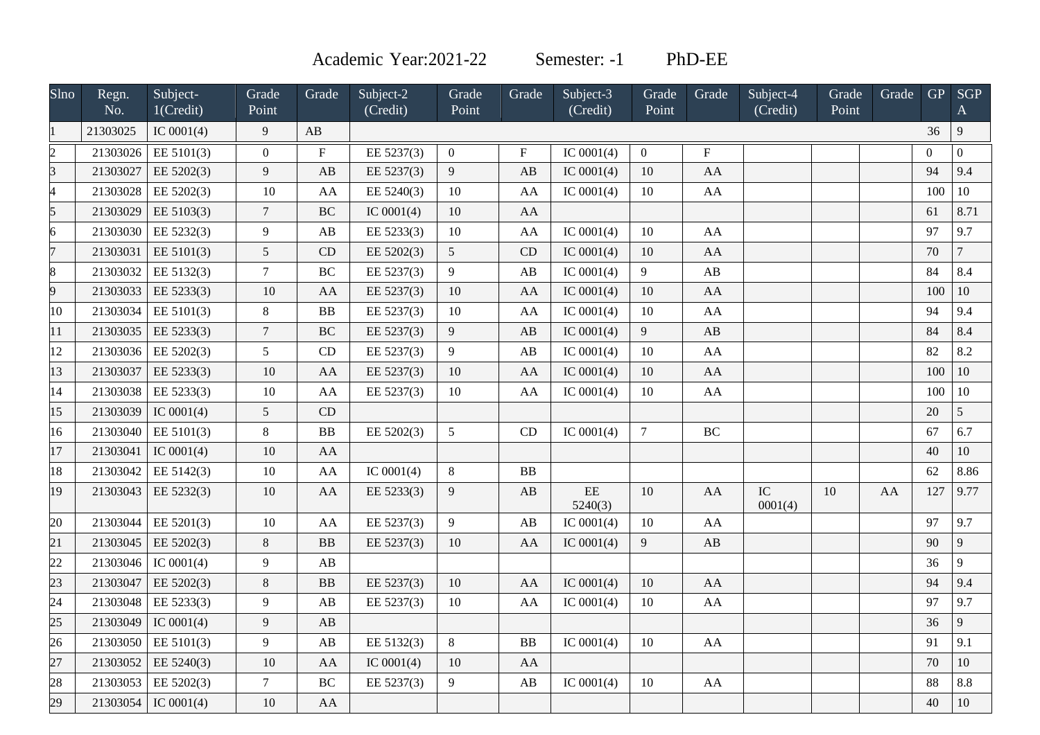Academic Year:2021-22 Semester: -1 PhD-EE

| Slno | Regn. No. | Subject-1(Credit) | Grade Point | Grade | Subject-2 (Credit) | Grade Point | Grade | Subject-3 (Credit) | Grade Point | Grade | Subject-4 (Credit) | Grade Point | Grade | GP | SGPA |
|---|---|---|---|---|---|---|---|---|---|---|---|---|---|---|---|
| 1 | 21303025 | IC 0001(4) | 9 | AB | | | | | | | | | | 36 | 9 |
| 2 | 21303026 | EE 5101(3) | 0 | F | EE 5237(3) | 0 | F | IC 0001(4) | 0 | F | | | | 0 | 0 |
| 3 | 21303027 | EE 5202(3) | 9 | AB | EE 5237(3) | 9 | AB | IC 0001(4) | 10 | AA | | | | 94 | 9.4 |
| 4 | 21303028 | EE 5202(3) | 10 | AA | EE 5240(3) | 10 | AA | IC 0001(4) | 10 | AA | | | | 100 | 10 |
| 5 | 21303029 | EE 5103(3) | 7 | BC | IC 0001(4) | 10 | AA | | | | | | | 61 | 8.71 |
| 6 | 21303030 | EE 5232(3) | 9 | AB | EE 5233(3) | 10 | AA | IC 0001(4) | 10 | AA | | | | 97 | 9.7 |
| 7 | 21303031 | EE 5101(3) | 5 | CD | EE 5202(3) | 5 | CD | IC 0001(4) | 10 | AA | | | | 70 | 7 |
| 8 | 21303032 | EE 5132(3) | 7 | BC | EE 5237(3) | 9 | AB | IC 0001(4) | 9 | AB | | | | 84 | 8.4 |
| 9 | 21303033 | EE 5233(3) | 10 | AA | EE 5237(3) | 10 | AA | IC 0001(4) | 10 | AA | | | | 100 | 10 |
| 10 | 21303034 | EE 5101(3) | 8 | BB | EE 5237(3) | 10 | AA | IC 0001(4) | 10 | AA | | | | 94 | 9.4 |
| 11 | 21303035 | EE 5233(3) | 7 | BC | EE 5237(3) | 9 | AB | IC 0001(4) | 9 | AB | | | | 84 | 8.4 |
| 12 | 21303036 | EE 5202(3) | 5 | CD | EE 5237(3) | 9 | AB | IC 0001(4) | 10 | AA | | | | 82 | 8.2 |
| 13 | 21303037 | EE 5233(3) | 10 | AA | EE 5237(3) | 10 | AA | IC 0001(4) | 10 | AA | | | | 100 | 10 |
| 14 | 21303038 | EE 5233(3) | 10 | AA | EE 5237(3) | 10 | AA | IC 0001(4) | 10 | AA | | | | 100 | 10 |
| 15 | 21303039 | IC 0001(4) | 5 | CD | | | | | | | | | | 20 | 5 |
| 16 | 21303040 | EE 5101(3) | 8 | BB | EE 5202(3) | 5 | CD | IC 0001(4) | 7 | BC | | | | 67 | 6.7 |
| 17 | 21303041 | IC 0001(4) | 10 | AA | | | | | | | | | | 40 | 10 |
| 18 | 21303042 | EE 5142(3) | 10 | AA | IC 0001(4) | 8 | BB | | | | | | | 62 | 8.86 |
| 19 | 21303043 | EE 5232(3) | 10 | AA | EE 5233(3) | 9 | AB | EE 5240(3) | 10 | AA | IC 0001(4) | 10 | AA | 127 | 9.77 |
| 20 | 21303044 | EE 5201(3) | 10 | AA | EE 5237(3) | 9 | AB | IC 0001(4) | 10 | AA | | | | 97 | 9.7 |
| 21 | 21303045 | EE 5202(3) | 8 | BB | EE 5237(3) | 10 | AA | IC 0001(4) | 9 | AB | | | | 90 | 9 |
| 22 | 21303046 | IC 0001(4) | 9 | AB | | | | | | | | | | 36 | 9 |
| 23 | 21303047 | EE 5202(3) | 8 | BB | EE 5237(3) | 10 | AA | IC 0001(4) | 10 | AA | | | | 94 | 9.4 |
| 24 | 21303048 | EE 5233(3) | 9 | AB | EE 5237(3) | 10 | AA | IC 0001(4) | 10 | AA | | | | 97 | 9.7 |
| 25 | 21303049 | IC 0001(4) | 9 | AB | | | | | | | | | | 36 | 9 |
| 26 | 21303050 | EE 5101(3) | 9 | AB | EE 5132(3) | 8 | BB | IC 0001(4) | 10 | AA | | | | 91 | 9.1 |
| 27 | 21303052 | EE 5240(3) | 10 | AA | IC 0001(4) | 10 | AA | | | | | | | 70 | 10 |
| 28 | 21303053 | EE 5202(3) | 7 | BC | EE 5237(3) | 9 | AB | IC 0001(4) | 10 | AA | | | | 88 | 8.8 |
| 29 | 21303054 | IC 0001(4) | 10 | AA | | | | | | | | | | 40 | 10 |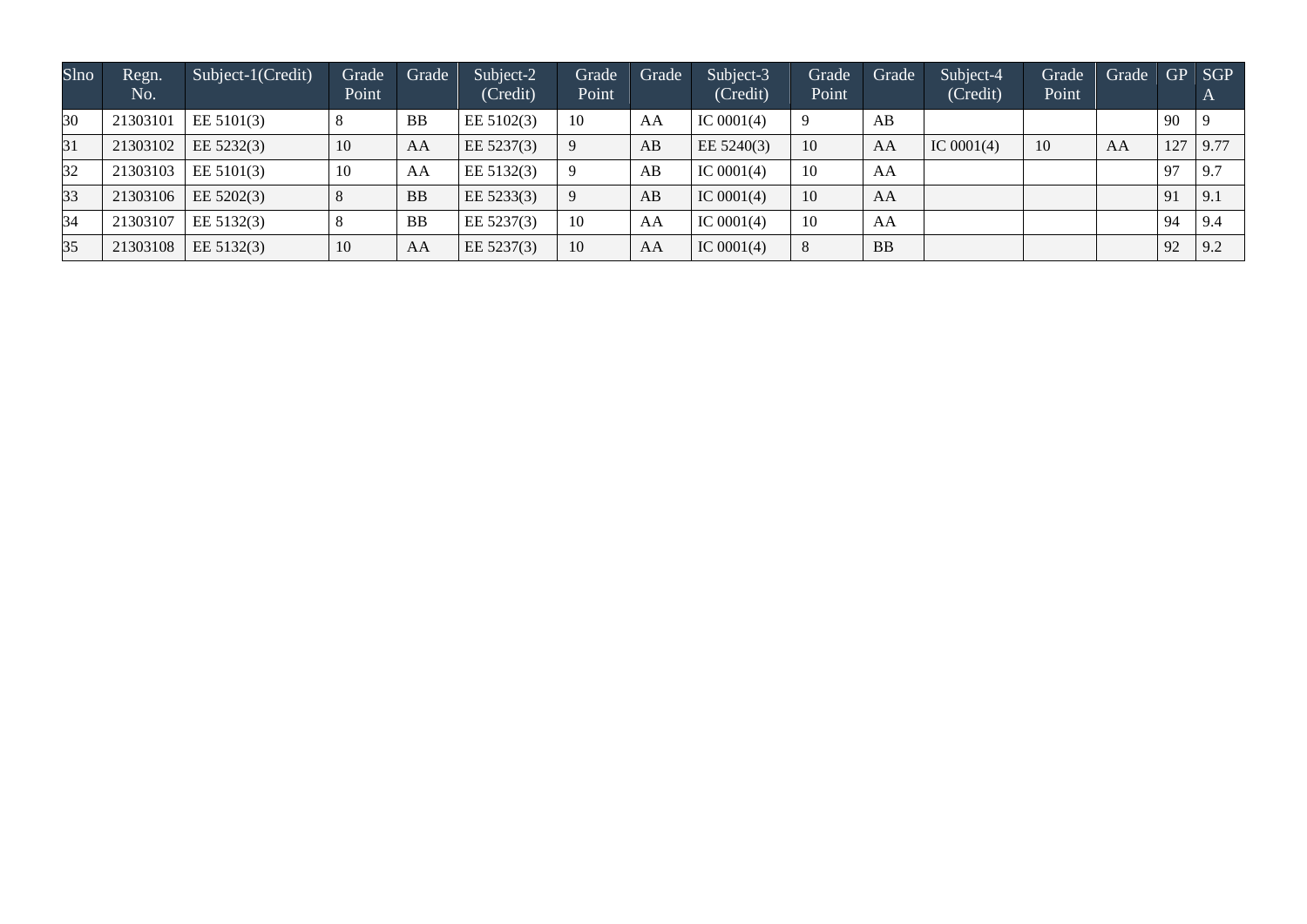| Slno | Regn. No. | Subject-1(Credit) | Grade Point | Grade | Subject-2 (Credit) | Grade Point | Grade | Subject-3 (Credit) | Grade Point | Grade | Subject-4 (Credit) | Grade Point | Grade | GP | SGPA |
|---|---|---|---|---|---|---|---|---|---|---|---|---|---|---|---|
| 30 | 21303101 | EE 5101(3) | 8 | BB | EE 5102(3) | 10 | AA | IC 0001(4) | 9 | AB | | | | 90 | 9 |
| 31 | 21303102 | EE 5232(3) | 10 | AA | EE 5237(3) | 9 | AB | EE 5240(3) | 10 | AA | IC 0001(4) | 10 | AA | 127 | 9.77 |
| 32 | 21303103 | EE 5101(3) | 10 | AA | EE 5132(3) | 9 | AB | IC 0001(4) | 10 | AA | | | | 97 | 9.7 |
| 33 | 21303106 | EE 5202(3) | 8 | BB | EE 5233(3) | 9 | AB | IC 0001(4) | 10 | AA | | | | 91 | 9.1 |
| 34 | 21303107 | EE 5132(3) | 8 | BB | EE 5237(3) | 10 | AA | IC 0001(4) | 10 | AA | | | | 94 | 9.4 |
| 35 | 21303108 | EE 5132(3) | 10 | AA | EE 5237(3) | 10 | AA | IC 0001(4) | 8 | BB | | | | 92 | 9.2 |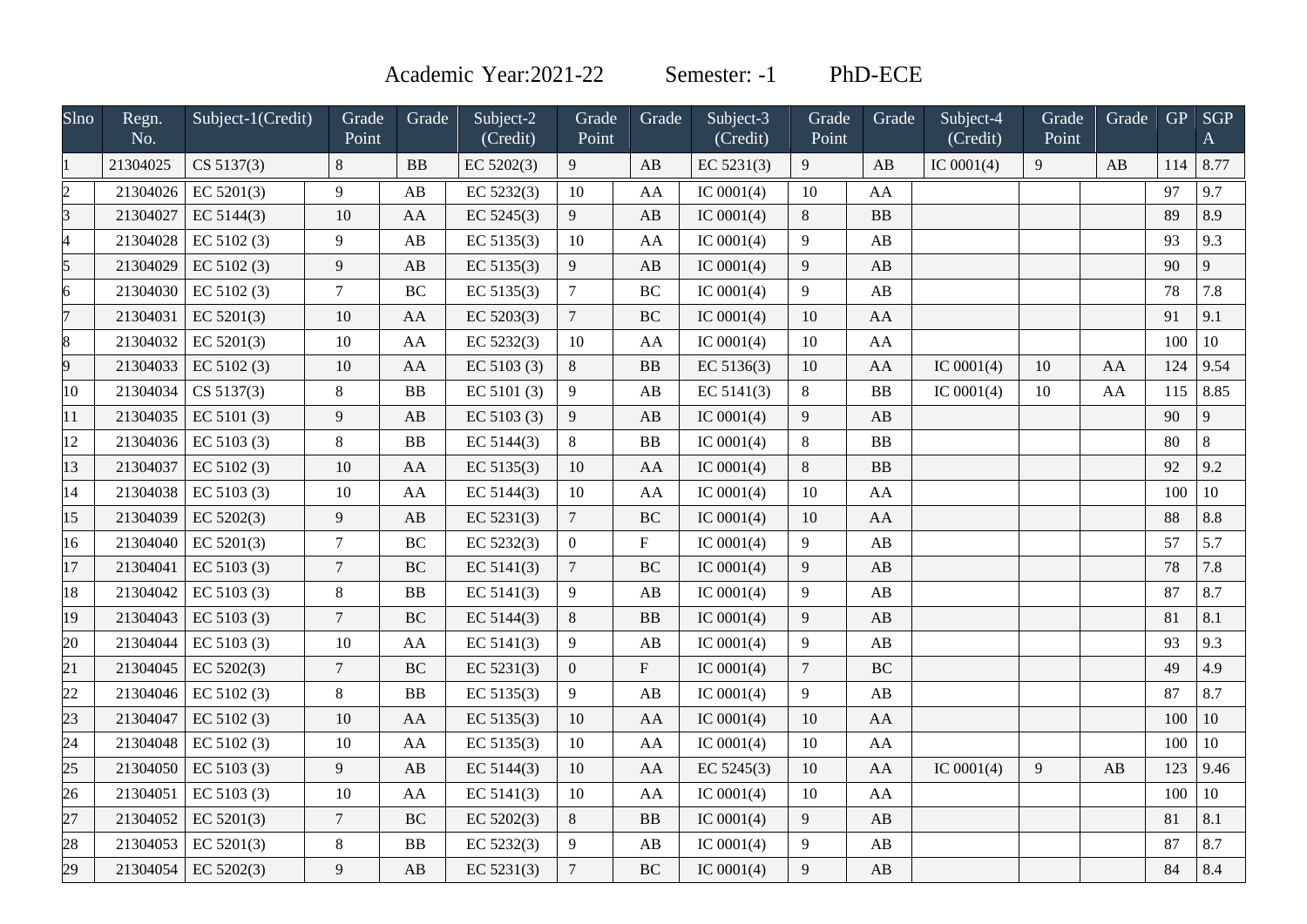Academic Year:2021-22 Semester: -1 PhD-ECE

| Slno | Regn. No. | Subject-1(Credit) | Grade Point | Grade | Subject-2 (Credit) | Grade Point | Grade | Subject-3 (Credit) | Grade Point | Grade | Subject-4 (Credit) | Grade Point | Grade | GP | SGPA |
|---|---|---|---|---|---|---|---|---|---|---|---|---|---|---|---|
| 1 | 21304025 | CS 5137(3) | 8 | BB | EC 5202(3) | 9 | AB | EC 5231(3) | 9 | AB | IC 0001(4) | 9 | AB | 114 | 8.77 |
| 2 | 21304026 | EC 5201(3) | 9 | AB | EC 5232(3) | 10 | AA | IC 0001(4) | 10 | AA | | | | 97 | 9.7 |
| 3 | 21304027 | EC 5144(3) | 10 | AA | EC 5245(3) | 9 | AB | IC 0001(4) | 8 | BB | | | | 89 | 8.9 |
| 4 | 21304028 | EC 5102 (3) | 9 | AB | EC 5135(3) | 10 | AA | IC 0001(4) | 9 | AB | | | | 93 | 9.3 |
| 5 | 21304029 | EC 5102 (3) | 9 | AB | EC 5135(3) | 9 | AB | IC 0001(4) | 9 | AB | | | | 90 | 9 |
| 6 | 21304030 | EC 5102 (3) | 7 | BC | EC 5135(3) | 7 | BC | IC 0001(4) | 9 | AB | | | | 78 | 7.8 |
| 7 | 21304031 | EC 5201(3) | 10 | AA | EC 5203(3) | 7 | BC | IC 0001(4) | 10 | AA | | | | 91 | 9.1 |
| 8 | 21304032 | EC 5201(3) | 10 | AA | EC 5232(3) | 10 | AA | IC 0001(4) | 10 | AA | | | | 100 | 10 |
| 9 | 21304033 | EC 5102 (3) | 10 | AA | EC 5103 (3) | 8 | BB | EC 5136(3) | 10 | AA | IC 0001(4) | 10 | AA | 124 | 9.54 |
| 10 | 21304034 | CS 5137(3) | 8 | BB | EC 5101 (3) | 9 | AB | EC 5141(3) | 8 | BB | IC 0001(4) | 10 | AA | 115 | 8.85 |
| 11 | 21304035 | EC 5101 (3) | 9 | AB | EC 5103 (3) | 9 | AB | IC 0001(4) | 9 | AB | | | | 90 | 9 |
| 12 | 21304036 | EC 5103 (3) | 8 | BB | EC 5144(3) | 8 | BB | IC 0001(4) | 8 | BB | | | | 80 | 8 |
| 13 | 21304037 | EC 5102 (3) | 10 | AA | EC 5135(3) | 10 | AA | IC 0001(4) | 8 | BB | | | | 92 | 9.2 |
| 14 | 21304038 | EC 5103 (3) | 10 | AA | EC 5144(3) | 10 | AA | IC 0001(4) | 10 | AA | | | | 100 | 10 |
| 15 | 21304039 | EC 5202(3) | 9 | AB | EC 5231(3) | 7 | BC | IC 0001(4) | 10 | AA | | | | 88 | 8.8 |
| 16 | 21304040 | EC 5201(3) | 7 | BC | EC 5232(3) | 0 | F | IC 0001(4) | 9 | AB | | | | 57 | 5.7 |
| 17 | 21304041 | EC 5103 (3) | 7 | BC | EC 5141(3) | 7 | BC | IC 0001(4) | 9 | AB | | | | 78 | 7.8 |
| 18 | 21304042 | EC 5103 (3) | 8 | BB | EC 5141(3) | 9 | AB | IC 0001(4) | 9 | AB | | | | 87 | 8.7 |
| 19 | 21304043 | EC 5103 (3) | 7 | BC | EC 5144(3) | 8 | BB | IC 0001(4) | 9 | AB | | | | 81 | 8.1 |
| 20 | 21304044 | EC 5103 (3) | 10 | AA | EC 5141(3) | 9 | AB | IC 0001(4) | 9 | AB | | | | 93 | 9.3 |
| 21 | 21304045 | EC 5202(3) | 7 | BC | EC 5231(3) | 0 | F | IC 0001(4) | 7 | BC | | | | 49 | 4.9 |
| 22 | 21304046 | EC 5102 (3) | 8 | BB | EC 5135(3) | 9 | AB | IC 0001(4) | 9 | AB | | | | 87 | 8.7 |
| 23 | 21304047 | EC 5102 (3) | 10 | AA | EC 5135(3) | 10 | AA | IC 0001(4) | 10 | AA | | | | 100 | 10 |
| 24 | 21304048 | EC 5102 (3) | 10 | AA | EC 5135(3) | 10 | AA | IC 0001(4) | 10 | AA | | | | 100 | 10 |
| 25 | 21304050 | EC 5103 (3) | 9 | AB | EC 5144(3) | 10 | AA | EC 5245(3) | 10 | AA | IC 0001(4) | 9 | AB | 123 | 9.46 |
| 26 | 21304051 | EC 5103 (3) | 10 | AA | EC 5141(3) | 10 | AA | IC 0001(4) | 10 | AA | | | | 100 | 10 |
| 27 | 21304052 | EC 5201(3) | 7 | BC | EC 5202(3) | 8 | BB | IC 0001(4) | 9 | AB | | | | 81 | 8.1 |
| 28 | 21304053 | EC 5201(3) | 8 | BB | EC 5232(3) | 9 | AB | IC 0001(4) | 9 | AB | | | | 87 | 8.7 |
| 29 | 21304054 | EC 5202(3) | 9 | AB | EC 5231(3) | 7 | BC | IC 0001(4) | 9 | AB | | | | 84 | 8.4 |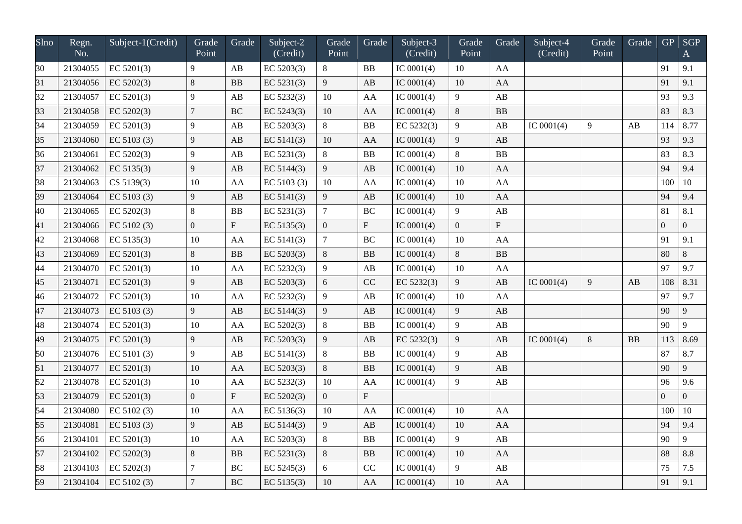| Slno | Regn. No. | Subject-1(Credit) | Grade Point | Grade | Subject-2 (Credit) | Grade Point | Grade | Subject-3 (Credit) | Grade Point | Grade | Subject-4 (Credit) | Grade Point | Grade | GP | SGPA |
|---|---|---|---|---|---|---|---|---|---|---|---|---|---|---|---|
| 30 | 21304055 | EC 5201(3) | 9 | AB | EC 5203(3) | 8 | BB | IC 0001(4) | 10 | AA | | | | 91 | 9.1 |
| 31 | 21304056 | EC 5202(3) | 8 | BB | EC 5231(3) | 9 | AB | IC 0001(4) | 10 | AA | | | | 91 | 9.1 |
| 32 | 21304057 | EC 5201(3) | 9 | AB | EC 5232(3) | 10 | AA | IC 0001(4) | 9 | AB | | | | 93 | 9.3 |
| 33 | 21304058 | EC 5202(3) | 7 | BC | EC 5243(3) | 10 | AA | IC 0001(4) | 8 | BB | | | | 83 | 8.3 |
| 34 | 21304059 | EC 5201(3) | 9 | AB | EC 5203(3) | 8 | BB | EC 5232(3) | 9 | AB | IC 0001(4) | 9 | AB | 114 | 8.77 |
| 35 | 21304060 | EC 5103 (3) | 9 | AB | EC 5141(3) | 10 | AA | IC 0001(4) | 9 | AB | | | | 93 | 9.3 |
| 36 | 21304061 | EC 5202(3) | 9 | AB | EC 5231(3) | 8 | BB | IC 0001(4) | 8 | BB | | | | 83 | 8.3 |
| 37 | 21304062 | EC 5135(3) | 9 | AB | EC 5144(3) | 9 | AB | IC 0001(4) | 10 | AA | | | | 94 | 9.4 |
| 38 | 21304063 | CS 5139(3) | 10 | AA | EC 5103 (3) | 10 | AA | IC 0001(4) | 10 | AA | | | | 100 | 10 |
| 39 | 21304064 | EC 5103 (3) | 9 | AB | EC 5141(3) | 9 | AB | IC 0001(4) | 10 | AA | | | | 94 | 9.4 |
| 40 | 21304065 | EC 5202(3) | 8 | BB | EC 5231(3) | 7 | BC | IC 0001(4) | 9 | AB | | | | 81 | 8.1 |
| 41 | 21304066 | EC 5102 (3) | 0 | F | EC 5135(3) | 0 | F | IC 0001(4) | 0 | F | | | | 0 | 0 |
| 42 | 21304068 | EC 5135(3) | 10 | AA | EC 5141(3) | 7 | BC | IC 0001(4) | 10 | AA | | | | 91 | 9.1 |
| 43 | 21304069 | EC 5201(3) | 8 | BB | EC 5203(3) | 8 | BB | IC 0001(4) | 8 | BB | | | | 80 | 8 |
| 44 | 21304070 | EC 5201(3) | 10 | AA | EC 5232(3) | 9 | AB | IC 0001(4) | 10 | AA | | | | 97 | 9.7 |
| 45 | 21304071 | EC 5201(3) | 9 | AB | EC 5203(3) | 6 | CC | EC 5232(3) | 9 | AB | IC 0001(4) | 9 | AB | 108 | 8.31 |
| 46 | 21304072 | EC 5201(3) | 10 | AA | EC 5232(3) | 9 | AB | IC 0001(4) | 10 | AA | | | | 97 | 9.7 |
| 47 | 21304073 | EC 5103 (3) | 9 | AB | EC 5144(3) | 9 | AB | IC 0001(4) | 9 | AB | | | | 90 | 9 |
| 48 | 21304074 | EC 5201(3) | 10 | AA | EC 5202(3) | 8 | BB | IC 0001(4) | 9 | AB | | | | 90 | 9 |
| 49 | 21304075 | EC 5201(3) | 9 | AB | EC 5203(3) | 9 | AB | EC 5232(3) | 9 | AB | IC 0001(4) | 8 | BB | 113 | 8.69 |
| 50 | 21304076 | EC 5101 (3) | 9 | AB | EC 5141(3) | 8 | BB | IC 0001(4) | 9 | AB | | | | 87 | 8.7 |
| 51 | 21304077 | EC 5201(3) | 10 | AA | EC 5203(3) | 8 | BB | IC 0001(4) | 9 | AB | | | | 90 | 9 |
| 52 | 21304078 | EC 5201(3) | 10 | AA | EC 5232(3) | 10 | AA | IC 0001(4) | 9 | AB | | | | 96 | 9.6 |
| 53 | 21304079 | EC 5201(3) | 0 | F | EC 5202(3) | 0 | F | | | | | | | 0 | 0 |
| 54 | 21304080 | EC 5102 (3) | 10 | AA | EC 5136(3) | 10 | AA | IC 0001(4) | 10 | AA | | | | 100 | 10 |
| 55 | 21304081 | EC 5103 (3) | 9 | AB | EC 5144(3) | 9 | AB | IC 0001(4) | 10 | AA | | | | 94 | 9.4 |
| 56 | 21304101 | EC 5201(3) | 10 | AA | EC 5203(3) | 8 | BB | IC 0001(4) | 9 | AB | | | | 90 | 9 |
| 57 | 21304102 | EC 5202(3) | 8 | BB | EC 5231(3) | 8 | BB | IC 0001(4) | 10 | AA | | | | 88 | 8.8 |
| 58 | 21304103 | EC 5202(3) | 7 | BC | EC 5245(3) | 6 | CC | IC 0001(4) | 9 | AB | | | | 75 | 7.5 |
| 59 | 21304104 | EC 5102 (3) | 7 | BC | EC 5135(3) | 10 | AA | IC 0001(4) | 10 | AA | | | | 91 | 9.1 |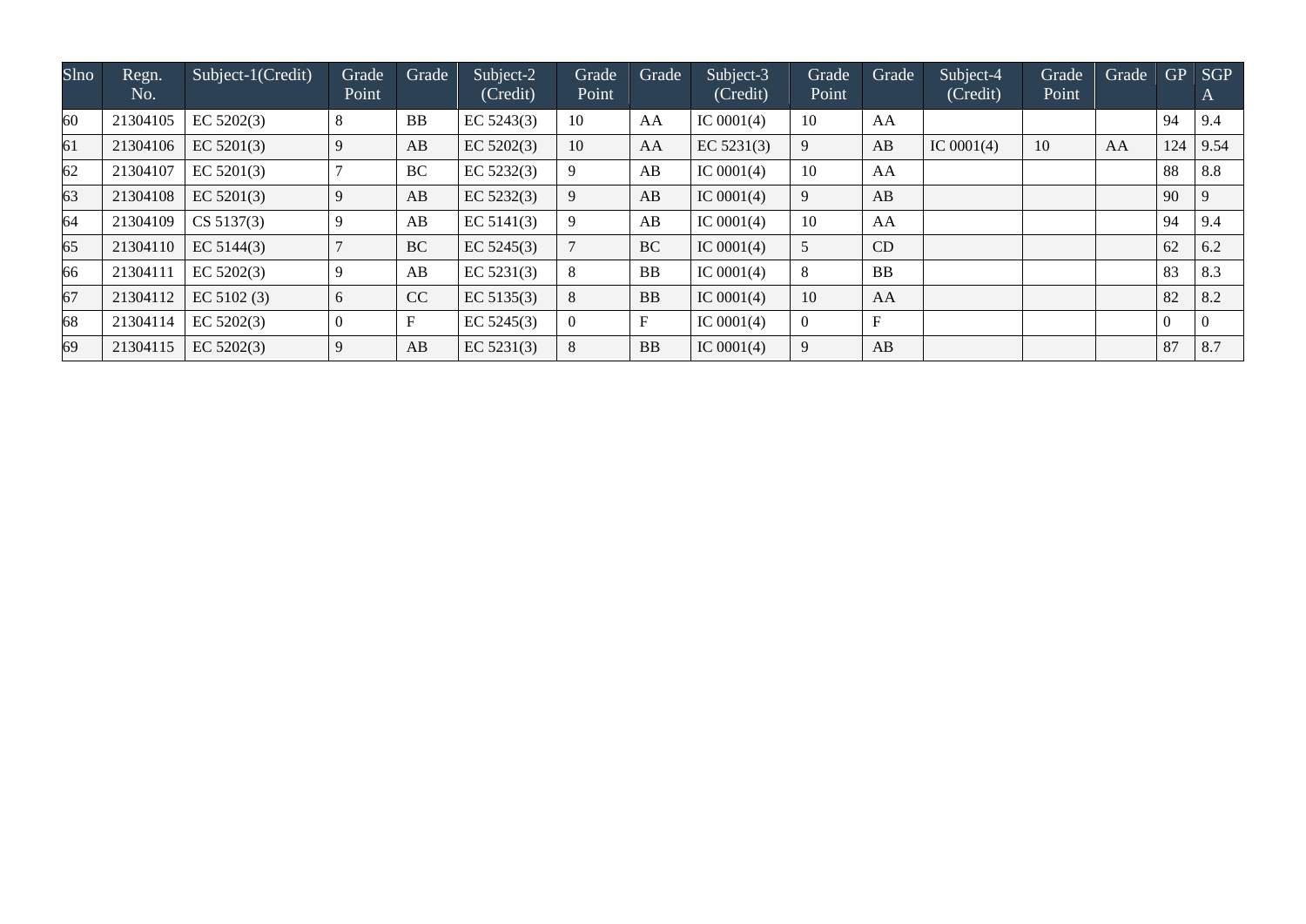| Slno | Regn. No. | Subject-1(Credit) | Grade Point | Grade | Subject-2 (Credit) | Grade Point | Grade | Subject-3 (Credit) | Grade Point | Grade | Subject-4 (Credit) | Grade Point | Grade | GP | SGPA |
|---|---|---|---|---|---|---|---|---|---|---|---|---|---|---|---|
| 60 | 21304105 | EC 5202(3) | 8 | BB | EC 5243(3) | 10 | AA | IC 0001(4) | 10 | AA | | | | 94 | 9.4 |
| 61 | 21304106 | EC 5201(3) | 9 | AB | EC 5202(3) | 10 | AA | EC 5231(3) | 9 | AB | IC 0001(4) | 10 | AA | 124 | 9.54 |
| 62 | 21304107 | EC 5201(3) | 7 | BC | EC 5232(3) | 9 | AB | IC 0001(4) | 10 | AA | | | | 88 | 8.8 |
| 63 | 21304108 | EC 5201(3) | 9 | AB | EC 5232(3) | 9 | AB | IC 0001(4) | 9 | AB | | | | 90 | 9 |
| 64 | 21304109 | CS 5137(3) | 9 | AB | EC 5141(3) | 9 | AB | IC 0001(4) | 10 | AA | | | | 94 | 9.4 |
| 65 | 21304110 | EC 5144(3) | 7 | BC | EC 5245(3) | 7 | BC | IC 0001(4) | 5 | CD | | | | 62 | 6.2 |
| 66 | 21304111 | EC 5202(3) | 9 | AB | EC 5231(3) | 8 | BB | IC 0001(4) | 8 | BB | | | | 83 | 8.3 |
| 67 | 21304112 | EC 5102 (3) | 6 | CC | EC 5135(3) | 8 | BB | IC 0001(4) | 10 | AA | | | | 82 | 8.2 |
| 68 | 21304114 | EC 5202(3) | 0 | F | EC 5245(3) | 0 | F | IC 0001(4) | 0 | F | | | | 0 | 0 |
| 69 | 21304115 | EC 5202(3) | 9 | AB | EC 5231(3) | 8 | BB | IC 0001(4) | 9 | AB | | | | 87 | 8.7 |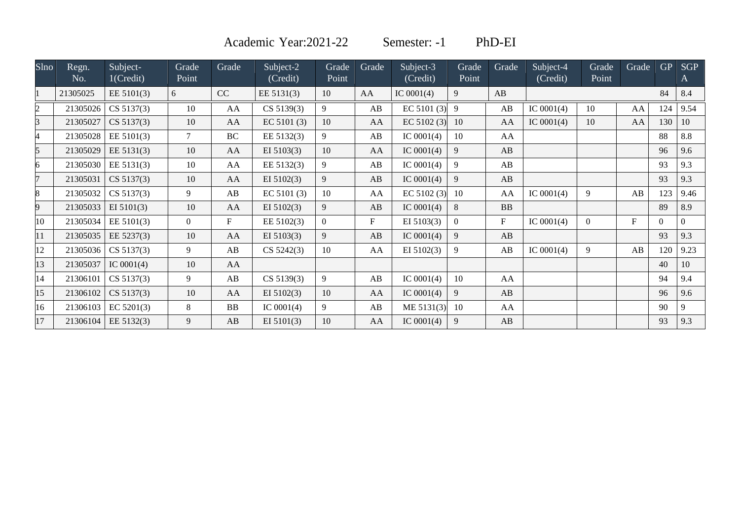Academic Year:2021-22 Semester: -1 PhD-EI

| Slno | Regn. No. | Subject-1(Credit) | Grade Point | Grade | Subject-2 (Credit) | Grade Point | Grade | Subject-3 (Credit) | Grade Point | Grade | Subject-4 (Credit) | Grade Point | Grade | GP | SGPA |
|---|---|---|---|---|---|---|---|---|---|---|---|---|---|---|---|
| 1 | 21305025 | EE 5101(3) | 6 | CC | EE 5131(3) | 10 | AA | IC 0001(4) | 9 | AB | | | | 84 | 8.4 |
| 2 | 21305026 | CS 5137(3) | 10 | AA | CS 5139(3) | 9 | AB | EC 5101 (3) | 9 | AB | IC 0001(4) | 10 | AA | 124 | 9.54 |
| 3 | 21305027 | CS 5137(3) | 10 | AA | EC 5101 (3) | 10 | AA | EC 5102 (3) | 10 | AA | IC 0001(4) | 10 | AA | 130 | 10 |
| 4 | 21305028 | EE 5101(3) | 7 | BC | EE 5132(3) | 9 | AB | IC 0001(4) | 10 | AA | | | | 88 | 8.8 |
| 5 | 21305029 | EE 5131(3) | 10 | AA | EI 5103(3) | 10 | AA | IC 0001(4) | 9 | AB | | | | 96 | 9.6 |
| 6 | 21305030 | EE 5131(3) | 10 | AA | EE 5132(3) | 9 | AB | IC 0001(4) | 9 | AB | | | | 93 | 9.3 |
| 7 | 21305031 | CS 5137(3) | 10 | AA | EI 5102(3) | 9 | AB | IC 0001(4) | 9 | AB | | | | 93 | 9.3 |
| 8 | 21305032 | CS 5137(3) | 9 | AB | EC 5101 (3) | 10 | AA | EC 5102 (3) | 10 | AA | IC 0001(4) | 9 | AB | 123 | 9.46 |
| 9 | 21305033 | EI 5101(3) | 10 | AA | EI 5102(3) | 9 | AB | IC 0001(4) | 8 | BB | | | | 89 | 8.9 |
| 10 | 21305034 | EE 5101(3) | 0 | F | EE 5102(3) | 0 | F | EI 5103(3) | 0 | F | IC 0001(4) | 0 | F | 0 | 0 |
| 11 | 21305035 | EE 5237(3) | 10 | AA | EI 5103(3) | 9 | AB | IC 0001(4) | 9 | AB | | | | 93 | 9.3 |
| 12 | 21305036 | CS 5137(3) | 9 | AB | CS 5242(3) | 10 | AA | EI 5102(3) | 9 | AB | IC 0001(4) | 9 | AB | 120 | 9.23 |
| 13 | 21305037 | IC 0001(4) | 10 | AA | | | | | | | | | | 40 | 10 |
| 14 | 21306101 | CS 5137(3) | 9 | AB | CS 5139(3) | 9 | AB | IC 0001(4) | 10 | AA | | | | 94 | 9.4 |
| 15 | 21306102 | CS 5137(3) | 10 | AA | EI 5102(3) | 10 | AA | IC 0001(4) | 9 | AB | | | | 96 | 9.6 |
| 16 | 21306103 | EC 5201(3) | 8 | BB | IC 0001(4) | 9 | AB | ME 5131(3) | 10 | AA | | | | 90 | 9 |
| 17 | 21306104 | EE 5132(3) | 9 | AB | EI 5101(3) | 10 | AA | IC 0001(4) | 9 | AB | | | | 93 | 9.3 |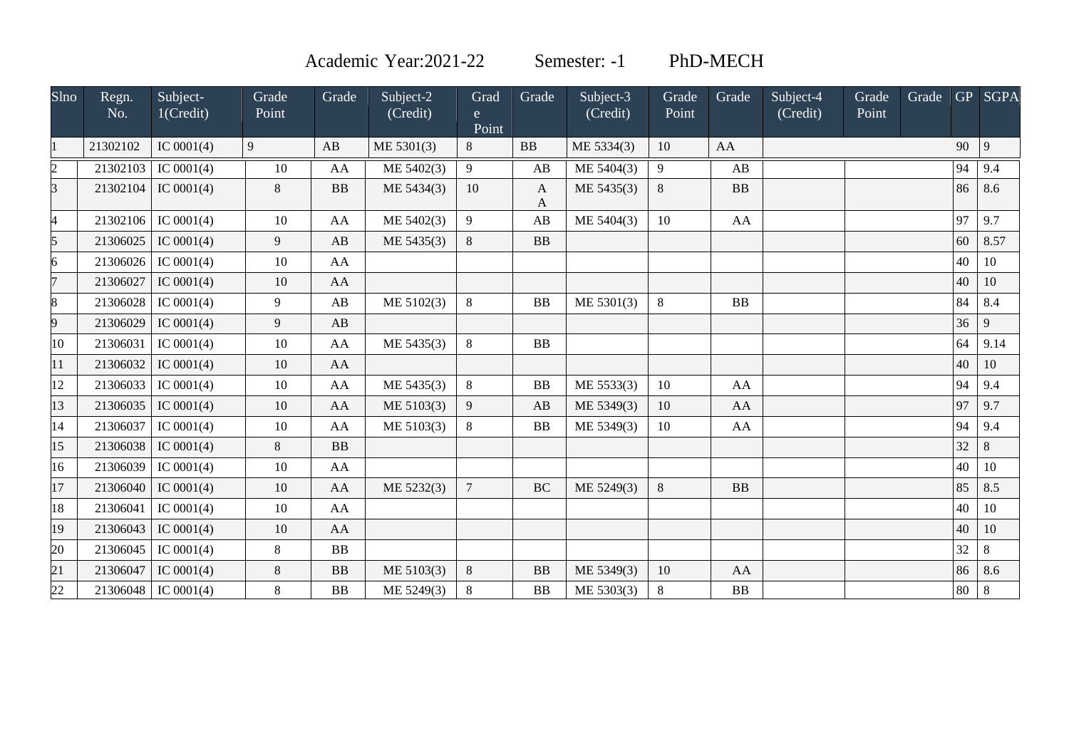Academic Year:2021-22 Semester: -1 PhD-MECH

| Slno | Regn. No. | Subject-1(Credit) | Grade Point | Grade | Subject-2 (Credit) | Grade Point | Grade | Subject-3 (Credit) | Grade Point | Grade | Subject-4 (Credit) | Grade Point | Grade | GP | SGPA |
|---|---|---|---|---|---|---|---|---|---|---|---|---|---|---|---|
| 1 | 21302102 | IC 0001(4) | 9 | AB | ME 5301(3) | 8 | BB | ME 5334(3) | 10 | AA | | | | 90 | 9 |
| 2 | 21302103 | IC 0001(4) | 10 | AA | ME 5402(3) | 9 | AB | ME 5404(3) | 9 | AB | | | | 94 | 9.4 |
| 3 | 21302104 | IC 0001(4) | 8 | BB | ME 5434(3) | 10 | AA | ME 5435(3) | 8 | BB | | | | 86 | 8.6 |
| 4 | 21302106 | IC 0001(4) | 10 | AA | ME 5402(3) | 9 | AB | ME 5404(3) | 10 | AA | | | | 97 | 9.7 |
| 5 | 21306025 | IC 0001(4) | 9 | AB | ME 5435(3) | 8 | BB | | | | | | | 60 | 8.57 |
| 6 | 21306026 | IC 0001(4) | 10 | AA | | | | | | | | | | 40 | 10 |
| 7 | 21306027 | IC 0001(4) | 10 | AA | | | | | | | | | | 40 | 10 |
| 8 | 21306028 | IC 0001(4) | 9 | AB | ME 5102(3) | 8 | BB | ME 5301(3) | 8 | BB | | | | 84 | 8.4 |
| 9 | 21306029 | IC 0001(4) | 9 | AB | | | | | | | | | | 36 | 9 |
| 10 | 21306031 | IC 0001(4) | 10 | AA | ME 5435(3) | 8 | BB | | | | | | | 64 | 9.14 |
| 11 | 21306032 | IC 0001(4) | 10 | AA | | | | | | | | | | 40 | 10 |
| 12 | 21306033 | IC 0001(4) | 10 | AA | ME 5435(3) | 8 | BB | ME 5533(3) | 10 | AA | | | | 94 | 9.4 |
| 13 | 21306035 | IC 0001(4) | 10 | AA | ME 5103(3) | 9 | AB | ME 5349(3) | 10 | AA | | | | 97 | 9.7 |
| 14 | 21306037 | IC 0001(4) | 10 | AA | ME 5103(3) | 8 | BB | ME 5349(3) | 10 | AA | | | | 94 | 9.4 |
| 15 | 21306038 | IC 0001(4) | 8 | BB | | | | | | | | | | 32 | 8 |
| 16 | 21306039 | IC 0001(4) | 10 | AA | | | | | | | | | | 40 | 10 |
| 17 | 21306040 | IC 0001(4) | 10 | AA | ME 5232(3) | 7 | BC | ME 5249(3) | 8 | BB | | | | 85 | 8.5 |
| 18 | 21306041 | IC 0001(4) | 10 | AA | | | | | | | | | | 40 | 10 |
| 19 | 21306043 | IC 0001(4) | 10 | AA | | | | | | | | | | 40 | 10 |
| 20 | 21306045 | IC 0001(4) | 8 | BB | | | | | | | | | | 32 | 8 |
| 21 | 21306047 | IC 0001(4) | 8 | BB | ME 5103(3) | 8 | BB | ME 5349(3) | 10 | AA | | | | 86 | 8.6 |
| 22 | 21306048 | IC 0001(4) | 8 | BB | ME 5249(3) | 8 | BB | ME 5303(3) | 8 | BB | | | | 80 | 8 |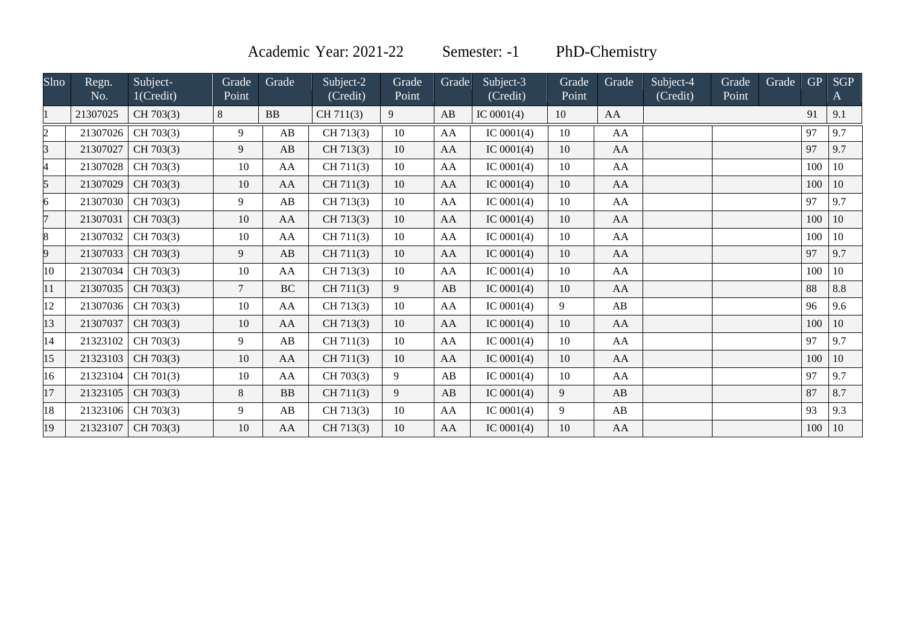Academic Year: 2021-22 Semester: -1 PhD-Chemistry

| Slno | Regn. No. | Subject-1(Credit) | Grade Point | Grade | Subject-2 (Credit) | Grade Point | Grade | Subject-3 (Credit) | Grade Point | Grade | Subject-4 (Credit) | Grade Point | Grade | GP | SGPA |
|---|---|---|---|---|---|---|---|---|---|---|---|---|---|---|---|
| 1 | 21307025 | CH 703(3) | 8 | BB | CH 711(3) | 9 | AB | IC 0001(4) | 10 | AA | | | | 91 | 9.1 |
| 2 | 21307026 | CH 703(3) | 9 | AB | CH 713(3) | 10 | AA | IC 0001(4) | 10 | AA | | | | 97 | 9.7 |
| 3 | 21307027 | CH 703(3) | 9 | AB | CH 713(3) | 10 | AA | IC 0001(4) | 10 | AA | | | | 97 | 9.7 |
| 4 | 21307028 | CH 703(3) | 10 | AA | CH 711(3) | 10 | AA | IC 0001(4) | 10 | AA | | | | 100 | 10 |
| 5 | 21307029 | CH 703(3) | 10 | AA | CH 711(3) | 10 | AA | IC 0001(4) | 10 | AA | | | | 100 | 10 |
| 6 | 21307030 | CH 703(3) | 9 | AB | CH 713(3) | 10 | AA | IC 0001(4) | 10 | AA | | | | 97 | 9.7 |
| 7 | 21307031 | CH 703(3) | 10 | AA | CH 713(3) | 10 | AA | IC 0001(4) | 10 | AA | | | | 100 | 10 |
| 8 | 21307032 | CH 703(3) | 10 | AA | CH 711(3) | 10 | AA | IC 0001(4) | 10 | AA | | | | 100 | 10 |
| 9 | 21307033 | CH 703(3) | 9 | AB | CH 711(3) | 10 | AA | IC 0001(4) | 10 | AA | | | | 97 | 9.7 |
| 10 | 21307034 | CH 703(3) | 10 | AA | CH 713(3) | 10 | AA | IC 0001(4) | 10 | AA | | | | 100 | 10 |
| 11 | 21307035 | CH 703(3) | 7 | BC | CH 711(3) | 9 | AB | IC 0001(4) | 10 | AA | | | | 88 | 8.8 |
| 12 | 21307036 | CH 703(3) | 10 | AA | CH 713(3) | 10 | AA | IC 0001(4) | 9 | AB | | | | 96 | 9.6 |
| 13 | 21307037 | CH 703(3) | 10 | AA | CH 713(3) | 10 | AA | IC 0001(4) | 10 | AA | | | | 100 | 10 |
| 14 | 21323102 | CH 703(3) | 9 | AB | CH 711(3) | 10 | AA | IC 0001(4) | 10 | AA | | | | 97 | 9.7 |
| 15 | 21323103 | CH 703(3) | 10 | AA | CH 711(3) | 10 | AA | IC 0001(4) | 10 | AA | | | | 100 | 10 |
| 16 | 21323104 | CH 701(3) | 10 | AA | CH 703(3) | 9 | AB | IC 0001(4) | 10 | AA | | | | 97 | 9.7 |
| 17 | 21323105 | CH 703(3) | 8 | BB | CH 711(3) | 9 | AB | IC 0001(4) | 9 | AB | | | | 87 | 8.7 |
| 18 | 21323106 | CH 703(3) | 9 | AB | CH 713(3) | 10 | AA | IC 0001(4) | 9 | AB | | | | 93 | 9.3 |
| 19 | 21323107 | CH 703(3) | 10 | AA | CH 713(3) | 10 | AA | IC 0001(4) | 10 | AA | | | | 100 | 10 |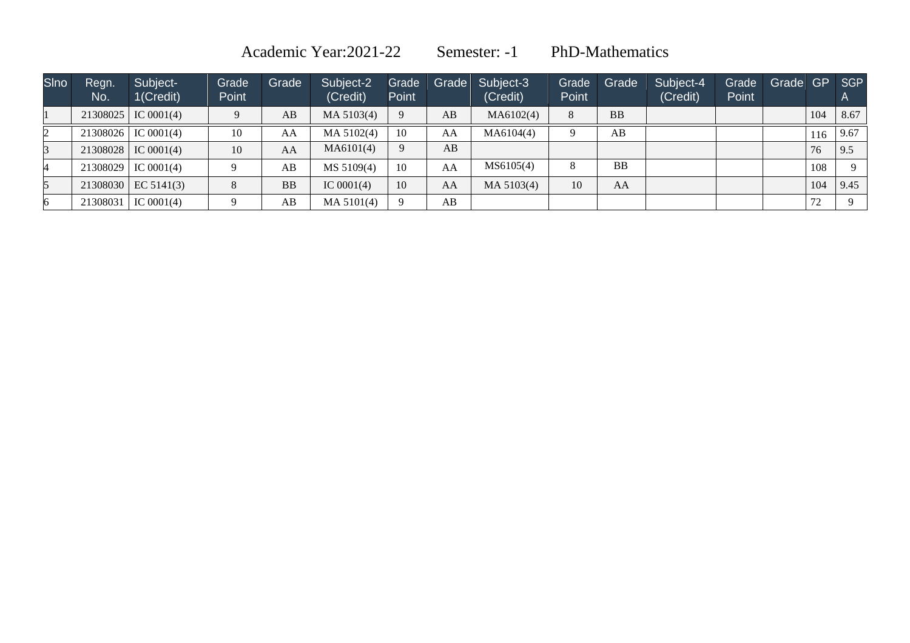Academic Year:2021-22 Semester: -1 PhD-Mathematics

| Slno | Regn. No. | Subject-1(Credit) | Grade Point | Grade | Subject-2 (Credit) | Grade Point | Grade | Subject-3 (Credit) | Grade Point | Grade | Subject-4 (Credit) | Grade Point | Grade | GP | SGPA |
|---|---|---|---|---|---|---|---|---|---|---|---|---|---|---|---|
| 1 | 21308025 | IC 0001(4) | 9 | AB | MA 5103(4) | 9 | AB | MA6102(4) | 8 | BB | | | | 104 | 8.67 |
| 2 | 21308026 | IC 0001(4) | 10 | AA | MA 5102(4) | 10 | AA | MA6104(4) | 9 | AB | | | | 116 | 9.67 |
| 3 | 21308028 | IC 0001(4) | 10 | AA | MA6101(4) | 9 | AB | | | | | | | 76 | 9.5 |
| 4 | 21308029 | IC 0001(4) | 9 | AB | MS 5109(4) | 10 | AA | MS6105(4) | 8 | BB | | | | 108 | 9 |
| 5 | 21308030 | EC 5141(3) | 8 | BB | IC 0001(4) | 10 | AA | MA 5103(4) | 10 | AA | | | | 104 | 9.45 |
| 6 | 21308031 | IC 0001(4) | 9 | AB | MA 5101(4) | 9 | AB | | | | | | | 72 | 9 |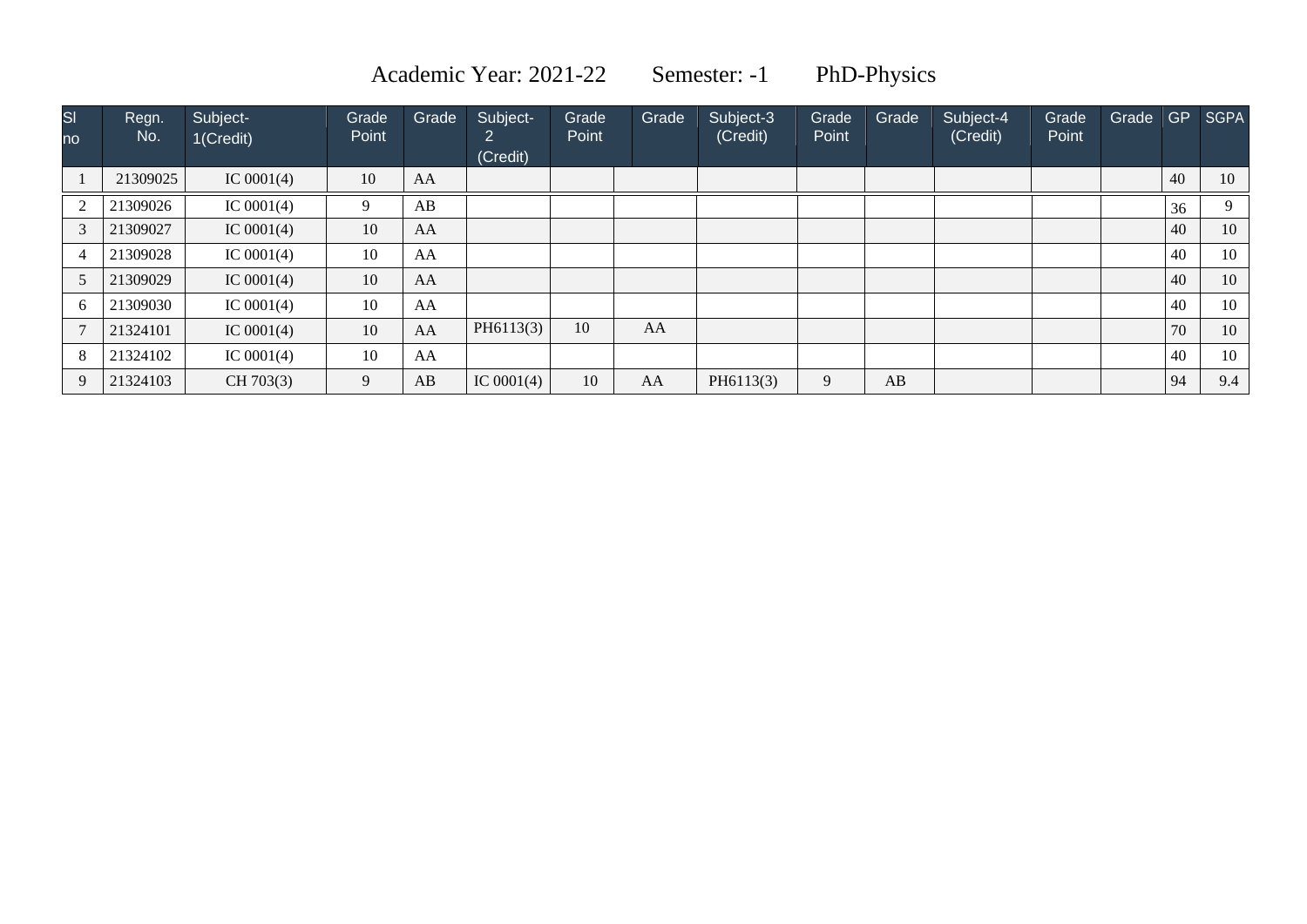Academic Year: 2021-22 Semester: -1 PhD-Physics

| Sl no | Regn. No. | Subject-1(Credit) | Grade Point | Grade | Subject-2 (Credit) | Grade Point | Grade | Subject-3 (Credit) | Grade Point | Grade | Subject-4 (Credit) | Grade Point | Grade | GP | SGPA |
|---|---|---|---|---|---|---|---|---|---|---|---|---|---|---|---|
| 1 | 21309025 | IC 0001(4) | 10 | AA | | | | | | | | | | 40 | 10 |
| 2 | 21309026 | IC 0001(4) | 9 | AB | | | | | | | | | | 36 | 9 |
| 3 | 21309027 | IC 0001(4) | 10 | AA | | | | | | | | | | 40 | 10 |
| 4 | 21309028 | IC 0001(4) | 10 | AA | | | | | | | | | | 40 | 10 |
| 5 | 21309029 | IC 0001(4) | 10 | AA | | | | | | | | | | 40 | 10 |
| 6 | 21309030 | IC 0001(4) | 10 | AA | | | | | | | | | | 40 | 10 |
| 7 | 21324101 | IC 0001(4) | 10 | AA | PH6113(3) | 10 | AA | | | | | | | 70 | 10 |
| 8 | 21324102 | IC 0001(4) | 10 | AA | | | | | | | | | | 40 | 10 |
| 9 | 21324103 | CH 703(3) | 9 | AB | IC 0001(4) | 10 | AA | PH6113(3) | 9 | AB | | | | 94 | 9.4 |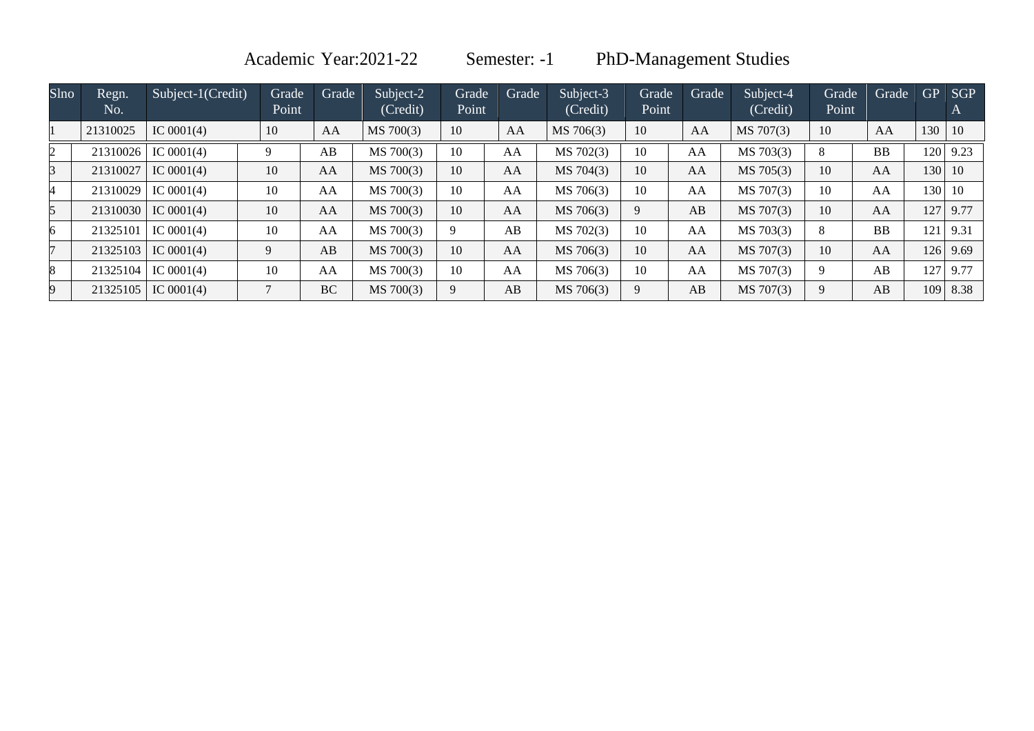Academic Year:2021-22 Semester: -1 PhD-Management Studies

| Slno | Regn. No. | Subject-1(Credit) | Grade Point | Grade | Subject-2 (Credit) | Grade Point | Grade | Subject-3 (Credit) | Grade Point | Grade | Subject-4 (Credit) | Grade Point | Grade | GP | SGPA |
|---|---|---|---|---|---|---|---|---|---|---|---|---|---|---|---|
| 1 | 21310025 | IC 0001(4) | 10 | AA | MS 700(3) | 10 | AA | MS 706(3) | 10 | AA | MS 707(3) | 10 | AA | 130 | 10 |
| 2 | 21310026 | IC 0001(4) | 9 | AB | MS 700(3) | 10 | AA | MS 702(3) | 10 | AA | MS 703(3) | 8 | BB | 120 | 9.23 |
| 3 | 21310027 | IC 0001(4) | 10 | AA | MS 700(3) | 10 | AA | MS 704(3) | 10 | AA | MS 705(3) | 10 | AA | 130 | 10 |
| 4 | 21310029 | IC 0001(4) | 10 | AA | MS 700(3) | 10 | AA | MS 706(3) | 10 | AA | MS 707(3) | 10 | AA | 130 | 10 |
| 5 | 21310030 | IC 0001(4) | 10 | AA | MS 700(3) | 10 | AA | MS 706(3) | 9 | AB | MS 707(3) | 10 | AA | 127 | 9.77 |
| 6 | 21325101 | IC 0001(4) | 10 | AA | MS 700(3) | 9 | AB | MS 702(3) | 10 | AA | MS 703(3) | 8 | BB | 121 | 9.31 |
| 7 | 21325103 | IC 0001(4) | 9 | AB | MS 700(3) | 10 | AA | MS 706(3) | 10 | AA | MS 707(3) | 10 | AA | 126 | 9.69 |
| 8 | 21325104 | IC 0001(4) | 10 | AA | MS 700(3) | 10 | AA | MS 706(3) | 10 | AA | MS 707(3) | 9 | AB | 127 | 9.77 |
| 9 | 21325105 | IC 0001(4) | 7 | BC | MS 700(3) | 9 | AB | MS 706(3) | 9 | AB | MS 707(3) | 9 | AB | 109 | 8.38 |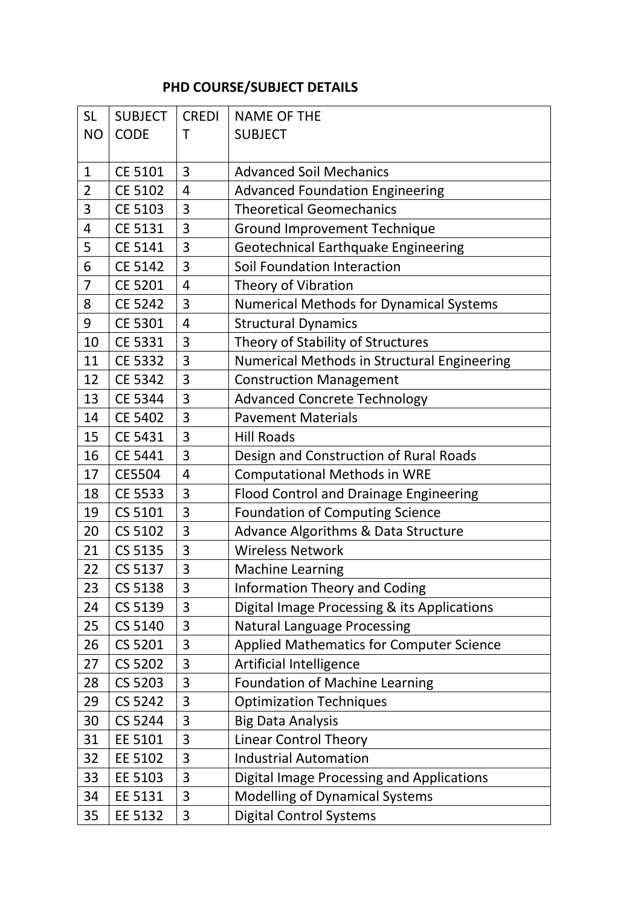## PHD COURSE/SUBJECT DETAILS

| SL NO | SUBJECT CODE | CREDIT | NAME OF THE SUBJECT |
|---|---|---|---|
| 1 | CE 5101 | 3 | Advanced Soil Mechanics |
| 2 | CE 5102 | 4 | Advanced Foundation Engineering |
| 3 | CE 5103 | 3 | Theoretical Geomechanics |
| 4 | CE 5131 | 3 | Ground Improvement Technique |
| 5 | CE 5141 | 3 | Geotechnical Earthquake Engineering |
| 6 | CE 5142 | 3 | Soil Foundation Interaction |
| 7 | CE 5201 | 4 | Theory of Vibration |
| 8 | CE 5242 | 3 | Numerical Methods for Dynamical Systems |
| 9 | CE 5301 | 4 | Structural Dynamics |
| 10 | CE 5331 | 3 | Theory of Stability of Structures |
| 11 | CE 5332 | 3 | Numerical Methods in Structural Engineering |
| 12 | CE 5342 | 3 | Construction Management |
| 13 | CE 5344 | 3 | Advanced Concrete Technology |
| 14 | CE 5402 | 3 | Pavement Materials |
| 15 | CE 5431 | 3 | Hill Roads |
| 16 | CE 5441 | 3 | Design and Construction of Rural Roads |
| 17 | CE5504 | 4 | Computational Methods in WRE |
| 18 | CE 5533 | 3 | Flood Control and Drainage Engineering |
| 19 | CS 5101 | 3 | Foundation of Computing Science |
| 20 | CS 5102 | 3 | Advance Algorithms & Data Structure |
| 21 | CS 5135 | 3 | Wireless Network |
| 22 | CS 5137 | 3 | Machine Learning |
| 23 | CS 5138 | 3 | Information Theory and Coding |
| 24 | CS 5139 | 3 | Digital Image Processing & its Applications |
| 25 | CS 5140 | 3 | Natural Language Processing |
| 26 | CS 5201 | 3 | Applied Mathematics for Computer Science |
| 27 | CS 5202 | 3 | Artificial Intelligence |
| 28 | CS 5203 | 3 | Foundation of Machine Learning |
| 29 | CS 5242 | 3 | Optimization Techniques |
| 30 | CS 5244 | 3 | Big Data Analysis |
| 31 | EE 5101 | 3 | Linear Control Theory |
| 32 | EE 5102 | 3 | Industrial Automation |
| 33 | EE 5103 | 3 | Digital Image Processing and Applications |
| 34 | EE 5131 | 3 | Modelling of Dynamical Systems |
| 35 | EE 5132 | 3 | Digital Control Systems |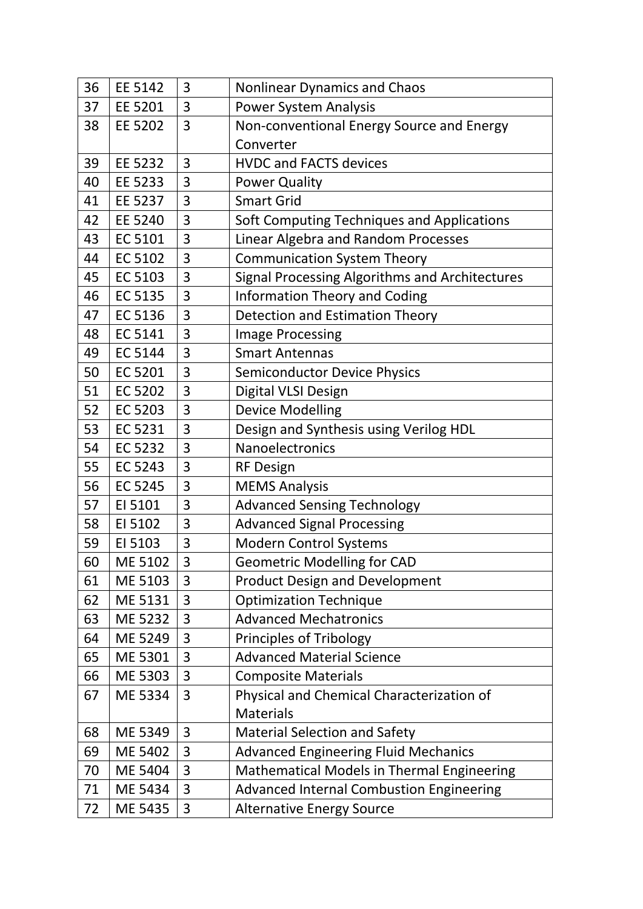| 36 | EE 5142 | 3 | Nonlinear Dynamics and Chaos |
|---|---|---|---|
| 37 | EE 5201 | 3 | Power System Analysis |
| 38 | EE 5202 | 3 | Non-conventional Energy Source and Energy Converter |
| 39 | EE 5232 | 3 | HVDC and FACTS devices |
| 40 | EE 5233 | 3 | Power Quality |
| 41 | EE 5237 | 3 | Smart Grid |
| 42 | EE 5240 | 3 | Soft Computing Techniques and Applications |
| 43 | EC 5101 | 3 | Linear Algebra and Random Processes |
| 44 | EC 5102 | 3 | Communication System Theory |
| 45 | EC 5103 | 3 | Signal Processing Algorithms and Architectures |
| 46 | EC 5135 | 3 | Information Theory and Coding |
| 47 | EC 5136 | 3 | Detection and Estimation Theory |
| 48 | EC 5141 | 3 | Image Processing |
| 49 | EC 5144 | 3 | Smart Antennas |
| 50 | EC 5201 | 3 | Semiconductor Device Physics |
| 51 | EC 5202 | 3 | Digital VLSI Design |
| 52 | EC 5203 | 3 | Device Modelling |
| 53 | EC 5231 | 3 | Design and Synthesis using Verilog HDL |
| 54 | EC 5232 | 3 | Nanoelectronics |
| 55 | EC 5243 | 3 | RF Design |
| 56 | EC 5245 | 3 | MEMS Analysis |
| 57 | EI 5101 | 3 | Advanced Sensing Technology |
| 58 | EI 5102 | 3 | Advanced Signal Processing |
| 59 | EI 5103 | 3 | Modern Control Systems |
| 60 | ME 5102 | 3 | Geometric Modelling for CAD |
| 61 | ME 5103 | 3 | Product Design and Development |
| 62 | ME 5131 | 3 | Optimization Technique |
| 63 | ME 5232 | 3 | Advanced Mechatronics |
| 64 | ME 5249 | 3 | Principles of Tribology |
| 65 | ME 5301 | 3 | Advanced Material Science |
| 66 | ME 5303 | 3 | Composite Materials |
| 67 | ME 5334 | 3 | Physical and Chemical Characterization of Materials |
| 68 | ME 5349 | 3 | Material Selection and Safety |
| 69 | ME 5402 | 3 | Advanced Engineering Fluid Mechanics |
| 70 | ME 5404 | 3 | Mathematical Models in Thermal Engineering |
| 71 | ME 5434 | 3 | Advanced Internal Combustion Engineering |
| 72 | ME 5435 | 3 | Alternative Energy Source |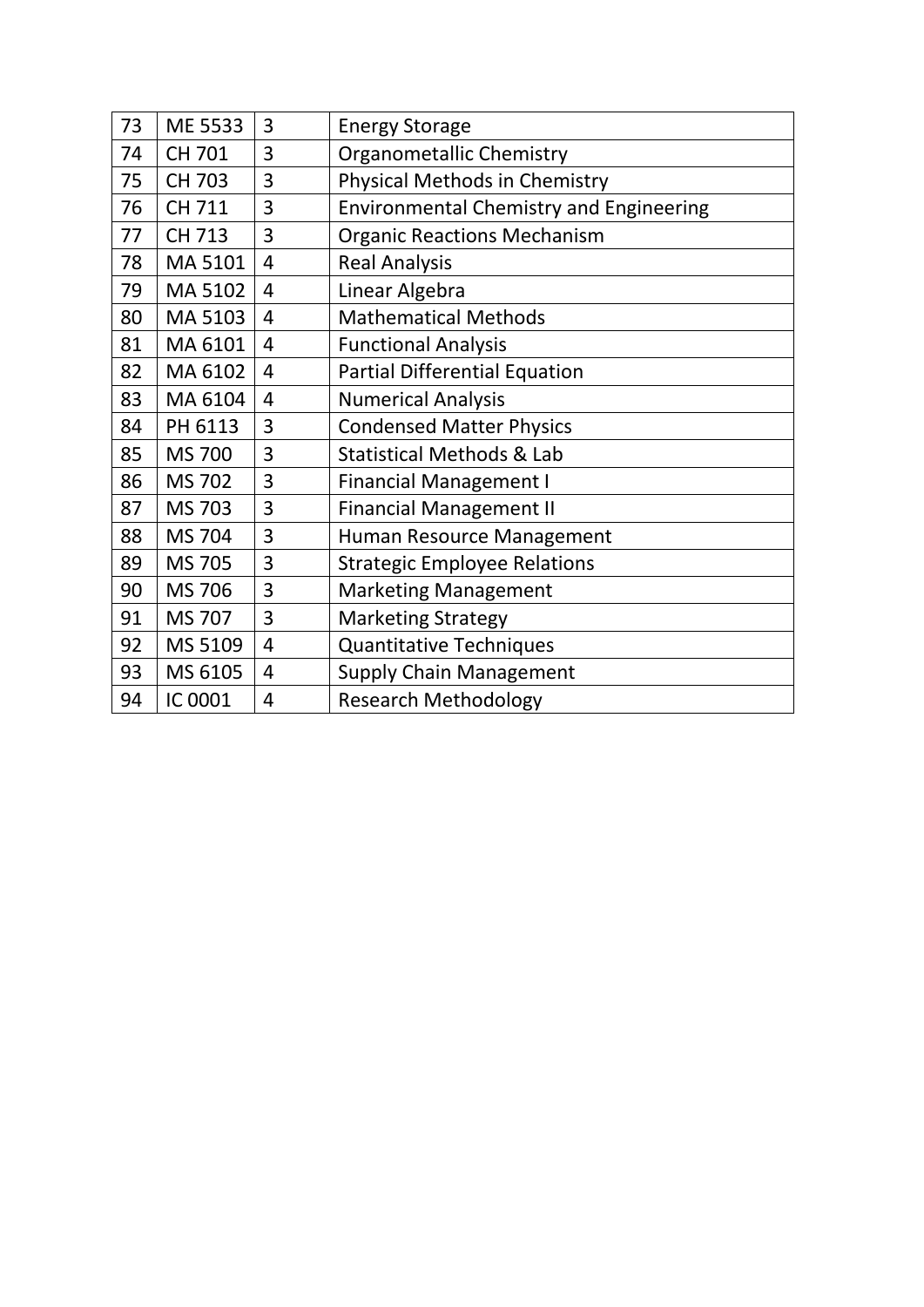| | | | |
|---|---|---|---|
| 73 | ME 5533 | 3 | Energy Storage |
| 74 | CH 701 | 3 | Organometallic Chemistry |
| 75 | CH 703 | 3 | Physical Methods in Chemistry |
| 76 | CH 711 | 3 | Environmental Chemistry and Engineering |
| 77 | CH 713 | 3 | Organic Reactions Mechanism |
| 78 | MA 5101 | 4 | Real Analysis |
| 79 | MA 5102 | 4 | Linear Algebra |
| 80 | MA 5103 | 4 | Mathematical Methods |
| 81 | MA 6101 | 4 | Functional Analysis |
| 82 | MA 6102 | 4 | Partial Differential Equation |
| 83 | MA 6104 | 4 | Numerical Analysis |
| 84 | PH 6113 | 3 | Condensed Matter Physics |
| 85 | MS 700 | 3 | Statistical Methods & Lab |
| 86 | MS 702 | 3 | Financial Management I |
| 87 | MS 703 | 3 | Financial Management II |
| 88 | MS 704 | 3 | Human Resource Management |
| 89 | MS 705 | 3 | Strategic Employee Relations |
| 90 | MS 706 | 3 | Marketing Management |
| 91 | MS 707 | 3 | Marketing Strategy |
| 92 | MS 5109 | 4 | Quantitative Techniques |
| 93 | MS 6105 | 4 | Supply Chain Management |
| 94 | IC 0001 | 4 | Research Methodology |